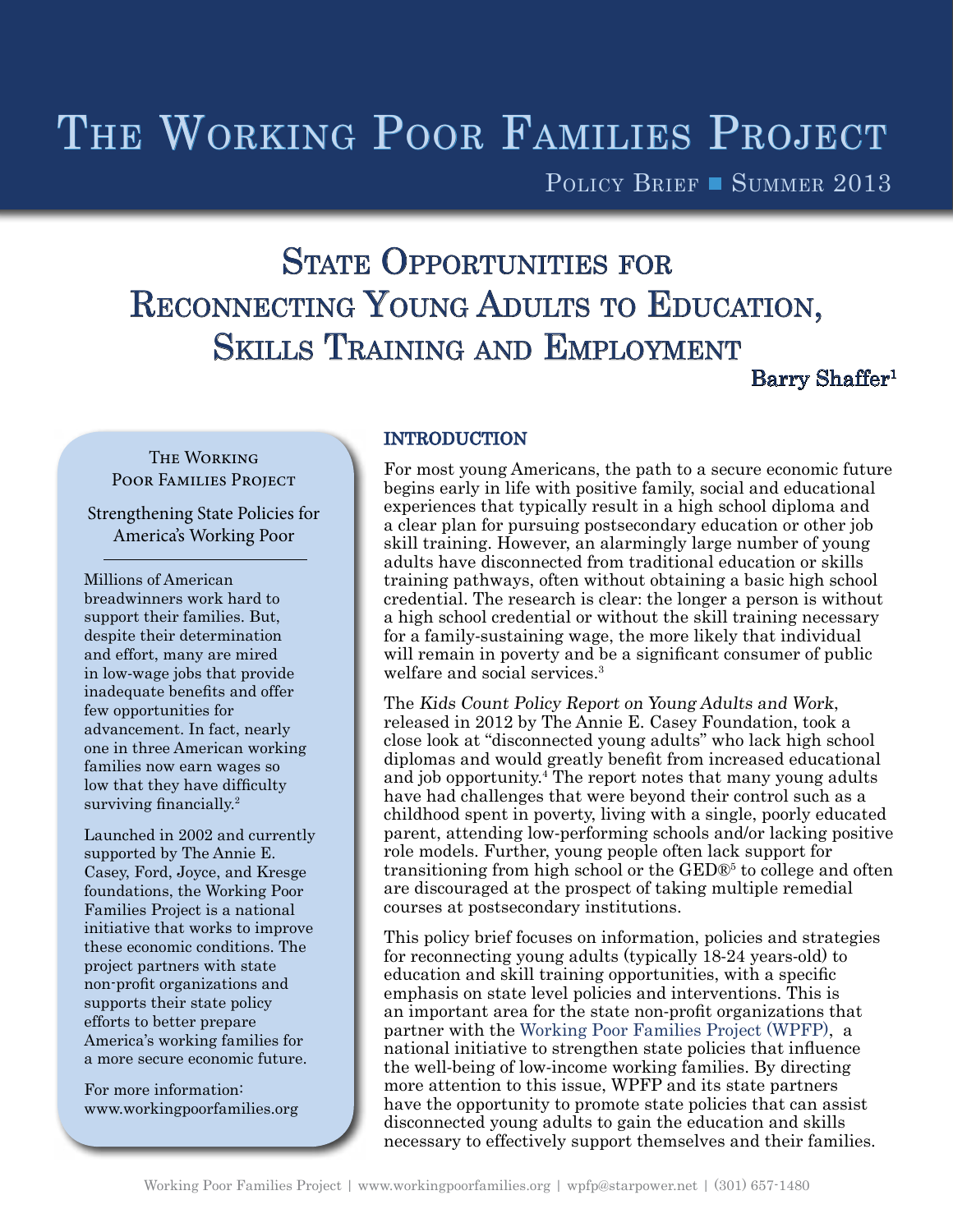# The Working Poor Families Project

Policy Brief ■ Summer 2013

# State Opportunities for Reconnecting Young Adults to Education, Skills Training and Employment

**Barry Shaffer**[1]

**The Working Poor Families Project**

Strengthening State Policies for America's Working Poor

Millions of American breadwinners work hard to support their families. But, despite their determination and effort, many are mired in low-wage jobs that provide inadequate benefits and offer few opportunities for advancement. In fact, nearly one in three American working families now earn wages so low that they have difficulty surviving financially.[2]

Launched in 2002 and currently supported by The Annie E. Casey, Ford, Joyce, and Kresge foundations, the Working Poor Families Project is a national initiative that works to improve these economic conditions. The project partners with state non-profit organizations and supports their state policy efforts to better prepare America's working families for a more secure economic future.

For more information: www.workingpoorfamilies.org

## INTRODUCTION

For most young Americans, the path to a secure economic future begins early in life with positive family, social and educational experiences that typically result in a high school diploma and a clear plan for pursuing postsecondary education or other job skill training. However, an alarmingly large number of young adults have disconnected from traditional education or skills training pathways, often without obtaining a basic high school credential. The research is clear: the longer a person is without a high school credential or without the skill training necessary for a family-sustaining wage, the more likely that individual will remain in poverty and be a significant consumer of public welfare and social services.[3]

The *Kids Count Policy Report on Young Adults and Work*, released in 2012 by The Annie E. Casey Foundation, took a close look at "disconnected young adults" who lack high school diplomas and would greatly benefit from increased educational and job opportunity.[4] The report notes that many young adults have had challenges that were beyond their control such as a childhood spent in poverty, living with a single, poorly educated parent, attending low-performing schools and/or lacking positive role models. Further, young people often lack support for transitioning from high school or the GED®[5] to college and often are discouraged at the prospect of taking multiple remedial courses at postsecondary institutions.

This policy brief focuses on information, policies and strategies for reconnecting young adults (typically 18-24 years-old) to education and skill training opportunities, with a specific emphasis on state level policies and interventions. This is an important area for the state non-profit organizations that partner with the Working Poor Families Project (WPFP), a national initiative to strengthen state policies that influence the well-being of low-income working families. By directing more attention to this issue, WPFP and its state partners have the opportunity to promote state policies that can assist disconnected young adults to gain the education and skills necessary to effectively support themselves and their families.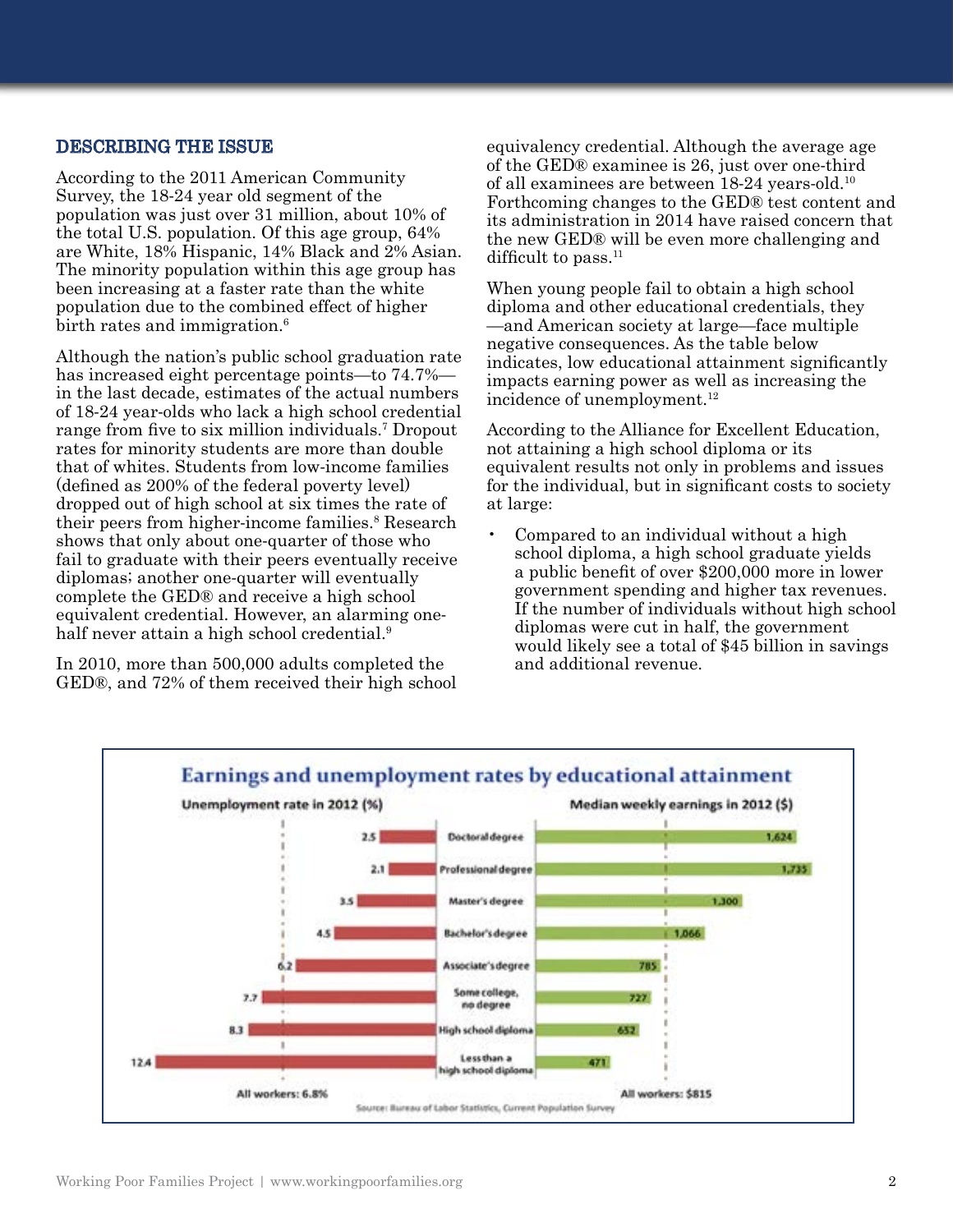## DESCRIBING THE ISSUE

According to the 2011 American Community Survey, the 18-24 year old segment of the population was just over 31 million, about 10% of the total U.S. population. Of this age group, 64% are White, 18% Hispanic, 14% Black and 2% Asian. The minority population within this age group has been increasing at a faster rate than the white population due to the combined effect of higher birth rates and immigration.[6]

Although the nation's public school graduation rate has increased eight percentage points—to 74.7%—in the last decade, estimates of the actual numbers of 18-24 year-olds who lack a high school credential range from five to six million individuals.[7] Dropout rates for minority students are more than double that of whites. Students from low-income families (defined as 200% of the federal poverty level) dropped out of high school at six times the rate of their peers from higher-income families.[8] Research shows that only about one-quarter of those who fail to graduate with their peers eventually receive diplomas; another one-quarter will eventually complete the GED® and receive a high school equivalent credential. However, an alarming one-half never attain a high school credential.[9]

In 2010, more than 500,000 adults completed the GED®, and 72% of them received their high school equivalency credential. Although the average age of the GED® examinee is 26, just over one-third of all examinees are between 18-24 years-old.[10] Forthcoming changes to the GED® test content and its administration in 2014 have raised concern that the new GED® will be even more challenging and difficult to pass.[11]

When young people fail to obtain a high school diploma and other educational credentials, they —and American society at large—face multiple negative consequences. As the table below indicates, low educational attainment significantly impacts earning power as well as increasing the incidence of unemployment.[12]

According to the Alliance for Excellent Education, not attaining a high school diploma or its equivalent results not only in problems and issues for the individual, but in significant costs to society at large:

- Compared to an individual without a high school diploma, a high school graduate yields a public benefit of over $200,000 more in lower government spending and higher tax revenues. If the number of individuals without high school diplomas were cut in half, the government would likely see a total of $45 billion in savings and additional revenue.

**Earnings and unemployment rates by educational attainment**

| Educational attainment | Unemployment rate in 2012 (%) | Median weekly earnings in 2012 ($) |
|---|---|---|
| Doctoral degree | 2.5 | 1,624 |
| Professional degree | 2.1 | 1,735 |
| Master's degree | 3.5 | 1,300 |
| Bachelor's degree | 4.5 | 1,066 |
| Associate's degree | 6.2 | 785 |
| Some college, no degree | 7.7 | 727 |
| High school diploma | 8.3 | 652 |
| Less than a high school diploma | 12.4 | 471 |
| All workers | 6.8% | $815 |

Source: Bureau of Labor Statistics, Current Population Survey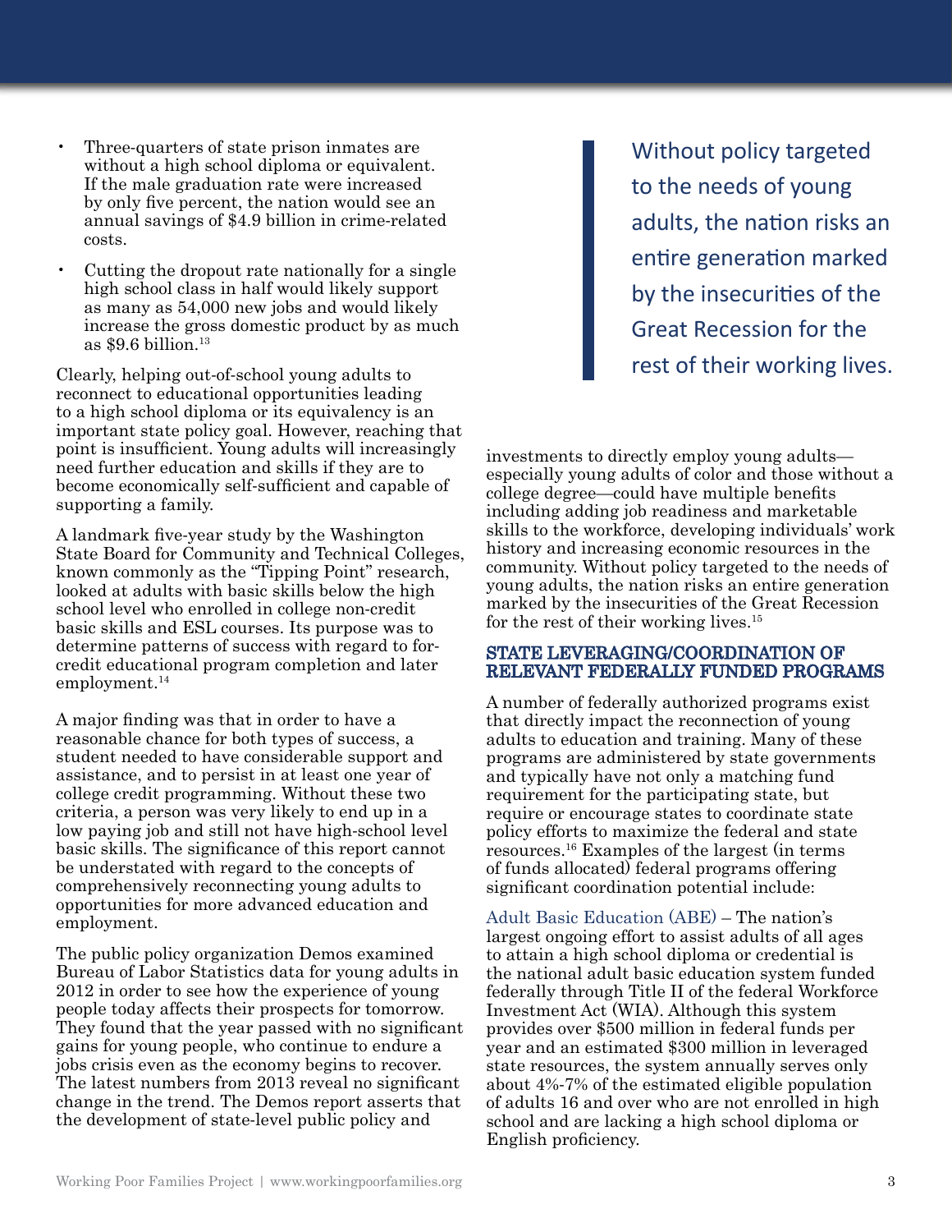- Three-quarters of state prison inmates are without a high school diploma or equivalent. If the male graduation rate were increased by only five percent, the nation would see an annual savings of $4.9 billion in crime-related costs.
- Cutting the dropout rate nationally for a single high school class in half would likely support as many as 54,000 new jobs and would likely increase the gross domestic product by as much as $9.6 billion.[13]

Clearly, helping out-of-school young adults to reconnect to educational opportunities leading to a high school diploma or its equivalency is an important state policy goal. However, reaching that point is insufficient. Young adults will increasingly need further education and skills if they are to become economically self-sufficient and capable of supporting a family.

A landmark five-year study by the Washington State Board for Community and Technical Colleges, known commonly as the "Tipping Point" research, looked at adults with basic skills below the high school level who enrolled in college non-credit basic skills and ESL courses. Its purpose was to determine patterns of success with regard to for-credit educational program completion and later employment.[14]

A major finding was that in order to have a reasonable chance for both types of success, a student needed to have considerable support and assistance, and to persist in at least one year of college credit programming. Without these two criteria, a person was very likely to end up in a low paying job and still not have high-school level basic skills. The significance of this report cannot be understated with regard to the concepts of comprehensively reconnecting young adults to opportunities for more advanced education and employment.

The public policy organization Demos examined Bureau of Labor Statistics data for young adults in 2012 in order to see how the experience of young people today affects their prospects for tomorrow. They found that the year passed with no significant gains for young people, who continue to endure a jobs crisis even as the economy begins to recover. The latest numbers from 2013 reveal no significant change in the trend. The Demos report asserts that the development of state-level public policy and investments to directly employ young adults—especially young adults of color and those without a college degree—could have multiple benefits including adding job readiness and marketable skills to the workforce, developing individuals' work history and increasing economic resources in the community. Without policy targeted to the needs of young adults, the nation risks an entire generation marked by the insecurities of the Great Recession for the rest of their working lives.[15]

> Without policy targeted to the needs of young adults, the nation risks an entire generation marked by the insecurities of the Great Recession for the rest of their working lives.

## STATE LEVERAGING/COORDINATION OF RELEVANT FEDERALLY FUNDED PROGRAMS

A number of federally authorized programs exist that directly impact the reconnection of young adults to education and training. Many of these programs are administered by state governments and typically have not only a matching fund requirement for the participating state, but require or encourage states to coordinate state policy efforts to maximize the federal and state resources.[16] Examples of the largest (in terms of funds allocated) federal programs offering significant coordination potential include:

Adult Basic Education (ABE) – The nation's largest ongoing effort to assist adults of all ages to attain a high school diploma or credential is the national adult basic education system funded federally through Title II of the federal Workforce Investment Act (WIA). Although this system provides over $500 million in federal funds per year and an estimated $300 million in leveraged state resources, the system annually serves only about 4%-7% of the estimated eligible population of adults 16 and over who are not enrolled in high school and are lacking a high school diploma or English proficiency.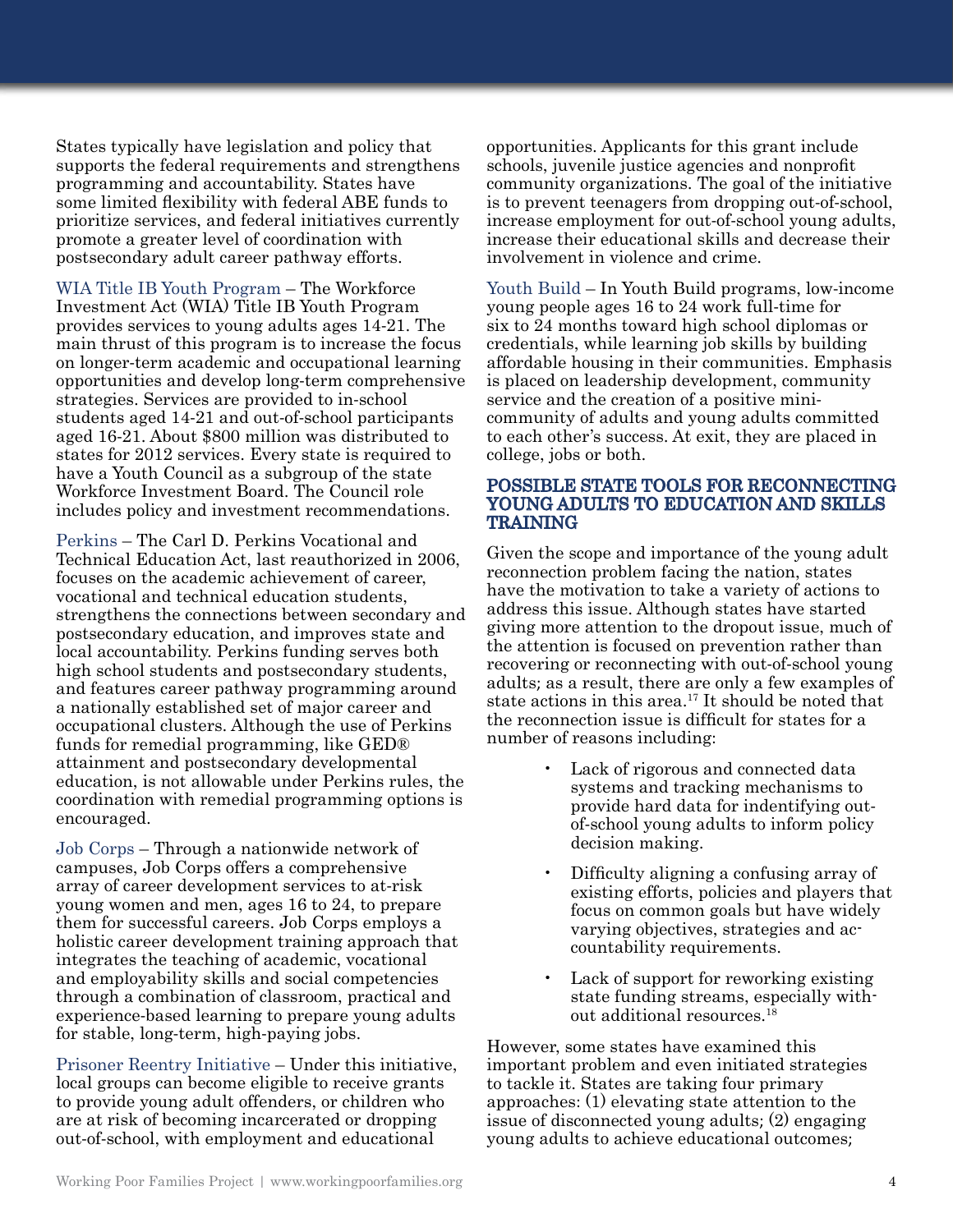States typically have legislation and policy that supports the federal requirements and strengthens programming and accountability. States have some limited flexibility with federal ABE funds to prioritize services, and federal initiatives currently promote a greater level of coordination with postsecondary adult career pathway efforts.

WIA Title IB Youth Program – The Workforce Investment Act (WIA) Title IB Youth Program provides services to young adults ages 14-21. The main thrust of this program is to increase the focus on longer-term academic and occupational learning opportunities and develop long-term comprehensive strategies. Services are provided to in-school students aged 14-21 and out-of-school participants aged 16-21. About $800 million was distributed to states for 2012 services. Every state is required to have a Youth Council as a subgroup of the state Workforce Investment Board. The Council role includes policy and investment recommendations.

Perkins – The Carl D. Perkins Vocational and Technical Education Act, last reauthorized in 2006, focuses on the academic achievement of career, vocational and technical education students, strengthens the connections between secondary and postsecondary education, and improves state and local accountability. Perkins funding serves both high school students and postsecondary students, and features career pathway programming around a nationally established set of major career and occupational clusters. Although the use of Perkins funds for remedial programming, like GED® attainment and postsecondary developmental education, is not allowable under Perkins rules, the coordination with remedial programming options is encouraged.

Job Corps – Through a nationwide network of campuses, Job Corps offers a comprehensive array of career development services to at-risk young women and men, ages 16 to 24, to prepare them for successful careers. Job Corps employs a holistic career development training approach that integrates the teaching of academic, vocational and employability skills and social competencies through a combination of classroom, practical and experience-based learning to prepare young adults for stable, long-term, high-paying jobs.

Prisoner Reentry Initiative – Under this initiative, local groups can become eligible to receive grants to provide young adult offenders, or children who are at risk of becoming incarcerated or dropping out-of-school, with employment and educational opportunities. Applicants for this grant include schools, juvenile justice agencies and nonprofit community organizations. The goal of the initiative is to prevent teenagers from dropping out-of-school, increase employment for out-of-school young adults, increase their educational skills and decrease their involvement in violence and crime.

Youth Build – In Youth Build programs, low-income young people ages 16 to 24 work full-time for six to 24 months toward high school diplomas or credentials, while learning job skills by building affordable housing in their communities. Emphasis is placed on leadership development, community service and the creation of a positive mini-community of adults and young adults committed to each other's success. At exit, they are placed in college, jobs or both.

## POSSIBLE STATE TOOLS FOR RECONNECTING YOUNG ADULTS TO EDUCATION AND SKILLS TRAINING

Given the scope and importance of the young adult reconnection problem facing the nation, states have the motivation to take a variety of actions to address this issue. Although states have started giving more attention to the dropout issue, much of the attention is focused on prevention rather than recovering or reconnecting with out-of-school young adults; as a result, there are only a few examples of state actions in this area.[17] It should be noted that the reconnection issue is difficult for states for a number of reasons including:

- Lack of rigorous and connected data systems and tracking mechanisms to provide hard data for indentifying out-of-school young adults to inform policy decision making.
- Difficulty aligning a confusing array of existing efforts, policies and players that focus on common goals but have widely varying objectives, strategies and accountability requirements.
- Lack of support for reworking existing state funding streams, especially without additional resources.[18]

However, some states have examined this important problem and even initiated strategies to tackle it. States are taking four primary approaches: (1) elevating state attention to the issue of disconnected young adults; (2) engaging young adults to achieve educational outcomes;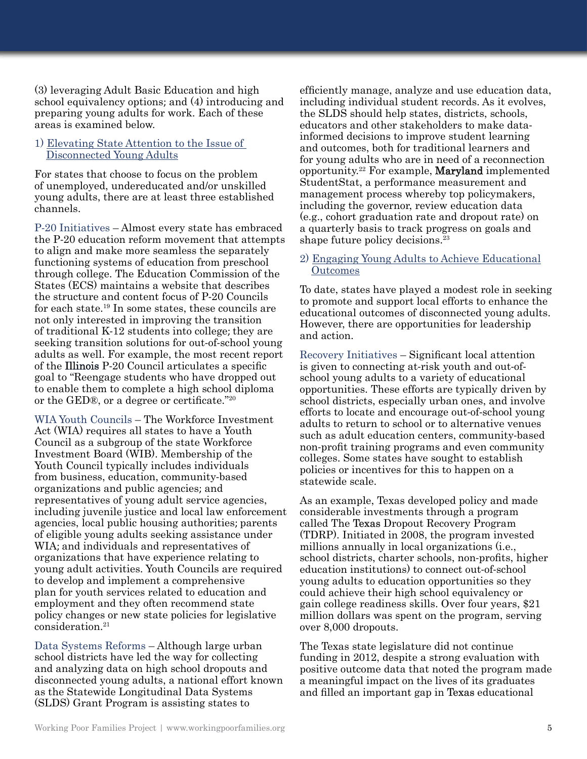(3) leveraging Adult Basic Education and high school equivalency options; and (4) introducing and preparing young adults for work. Each of these areas is examined below.

### 1) Elevating State Attention to the Issue of Disconnected Young Adults

For states that choose to focus on the problem of unemployed, undereducated and/or unskilled young adults, there are at least three established channels.

P-20 Initiatives – Almost every state has embraced the P-20 education reform movement that attempts to align and make more seamless the separately functioning systems of education from preschool through college. The Education Commission of the States (ECS) maintains a website that describes the structure and content focus of P-20 Councils for each state.[19] In some states, these councils are not only interested in improving the transition of traditional K-12 students into college; they are seeking transition solutions for out-of-school young adults as well. For example, the most recent report of the Illinois P-20 Council articulates a specific goal to "Reengage students who have dropped out to enable them to complete a high school diploma or the GED®, or a degree or certificate."[20]

WIA Youth Councils – The Workforce Investment Act (WIA) requires all states to have a Youth Council as a subgroup of the state Workforce Investment Board (WIB). Membership of the Youth Council typically includes individuals from business, education, community-based organizations and public agencies; and representatives of young adult service agencies, including juvenile justice and local law enforcement agencies, local public housing authorities; parents of eligible young adults seeking assistance under WIA; and individuals and representatives of organizations that have experience relating to young adult activities. Youth Councils are required to develop and implement a comprehensive plan for youth services related to education and employment and they often recommend state policy changes or new state policies for legislative consideration.[21]

Data Systems Reforms – Although large urban school districts have led the way for collecting and analyzing data on high school dropouts and disconnected young adults, a national effort known as the Statewide Longitudinal Data Systems (SLDS) Grant Program is assisting states to efficiently manage, analyze and use education data, including individual student records. As it evolves, the SLDS should help states, districts, schools, educators and other stakeholders to make data-informed decisions to improve student learning and outcomes, both for traditional learners and for young adults who are in need of a reconnection opportunity.[22] For example, Maryland implemented StudentStat, a performance measurement and management process whereby top policymakers, including the governor, review education data (e.g., cohort graduation rate and dropout rate) on a quarterly basis to track progress on goals and shape future policy decisions.[23]

### 2) Engaging Young Adults to Achieve Educational Outcomes

To date, states have played a modest role in seeking to promote and support local efforts to enhance the educational outcomes of disconnected young adults. However, there are opportunities for leadership and action.

Recovery Initiatives – Significant local attention is given to connecting at-risk youth and out-of-school young adults to a variety of educational opportunities. These efforts are typically driven by school districts, especially urban ones, and involve efforts to locate and encourage out-of-school young adults to return to school or to alternative venues such as adult education centers, community-based non-profit training programs and even community colleges. Some states have sought to establish policies or incentives for this to happen on a statewide scale.

As an example, Texas developed policy and made considerable investments through a program called The Texas Dropout Recovery Program (TDRP). Initiated in 2008, the program invested millions annually in local organizations (i.e., school districts, charter schools, non-profits, higher education institutions) to connect out-of-school young adults to education opportunities so they could achieve their high school equivalency or gain college readiness skills. Over four years, $21 million dollars was spent on the program, serving over 8,000 dropouts.

The Texas state legislature did not continue funding in 2012, despite a strong evaluation with positive outcome data that noted the program made a meaningful impact on the lives of its graduates and filled an important gap in Texas educational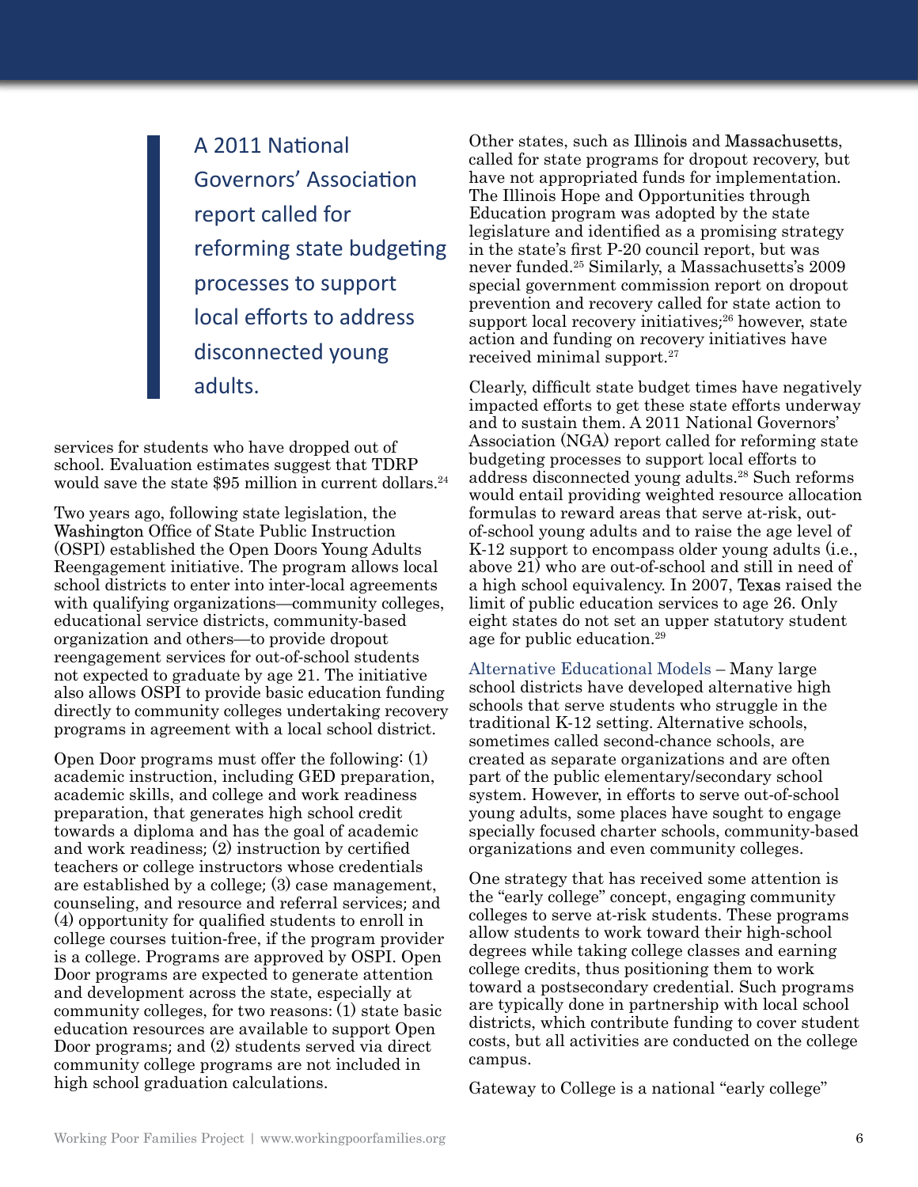> A 2011 National Governors' Association report called for reforming state budgeting processes to support local efforts to address disconnected young adults.

services for students who have dropped out of school. Evaluation estimates suggest that TDRP would save the state $95 million in current dollars.[24]

Two years ago, following state legislation, the Washington Office of State Public Instruction (OSPI) established the Open Doors Young Adults Reengagement initiative. The program allows local school districts to enter into inter-local agreements with qualifying organizations—community colleges, educational service districts, community-based organization and others—to provide dropout reengagement services for out-of-school students not expected to graduate by age 21. The initiative also allows OSPI to provide basic education funding directly to community colleges undertaking recovery programs in agreement with a local school district.

Open Door programs must offer the following: (1) academic instruction, including GED preparation, academic skills, and college and work readiness preparation, that generates high school credit towards a diploma and has the goal of academic and work readiness; (2) instruction by certified teachers or college instructors whose credentials are established by a college; (3) case management, counseling, and resource and referral services; and (4) opportunity for qualified students to enroll in college courses tuition-free, if the program provider is a college. Programs are approved by OSPI. Open Door programs are expected to generate attention and development across the state, especially at community colleges, for two reasons: (1) state basic education resources are available to support Open Door programs; and (2) students served via direct community college programs are not included in high school graduation calculations.

Other states, such as Illinois and Massachusetts, called for state programs for dropout recovery, but have not appropriated funds for implementation. The Illinois Hope and Opportunities through Education program was adopted by the state legislature and identified as a promising strategy in the state's first P-20 council report, but was never funded.[25] Similarly, a Massachusetts's 2009 special government commission report on dropout prevention and recovery called for state action to support local recovery initiatives;[26] however, state action and funding on recovery initiatives have received minimal support.[27]

Clearly, difficult state budget times have negatively impacted efforts to get these state efforts underway and to sustain them. A 2011 National Governors' Association (NGA) report called for reforming state budgeting processes to support local efforts to address disconnected young adults.[28] Such reforms would entail providing weighted resource allocation formulas to reward areas that serve at-risk, out-of-school young adults and to raise the age level of K-12 support to encompass older young adults (i.e., above 21) who are out-of-school and still in need of a high school equivalency. In 2007, Texas raised the limit of public education services to age 26. Only eight states do not set an upper statutory student age for public education.[29]

Alternative Educational Models – Many large school districts have developed alternative high schools that serve students who struggle in the traditional K-12 setting. Alternative schools, sometimes called second-chance schools, are created as separate organizations and are often part of the public elementary/secondary school system. However, in efforts to serve out-of-school young adults, some places have sought to engage specially focused charter schools, community-based organizations and even community colleges.

One strategy that has received some attention is the "early college" concept, engaging community colleges to serve at-risk students. These programs allow students to work toward their high-school degrees while taking college classes and earning college credits, thus positioning them to work toward a postsecondary credential. Such programs are typically done in partnership with local school districts, which contribute funding to cover student costs, but all activities are conducted on the college campus.

Gateway to College is a national "early college"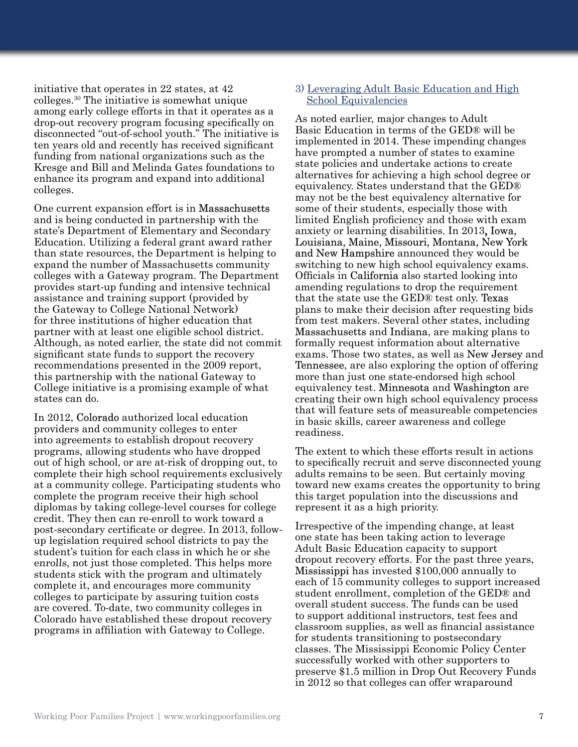initiative that operates in 22 states, at 42 colleges.[30] The initiative is somewhat unique among early college efforts in that it operates as a drop-out recovery program focusing specifically on disconnected "out-of-school youth." The initiative is ten years old and recently has received significant funding from national organizations such as the Kresge and Bill and Melinda Gates foundations to enhance its program and expand into additional colleges.

One current expansion effort is in Massachusetts and is being conducted in partnership with the state's Department of Elementary and Secondary Education. Utilizing a federal grant award rather than state resources, the Department is helping to expand the number of Massachusetts community colleges with a Gateway program. The Department provides start-up funding and intensive technical assistance and training support (provided by the Gateway to College National Network) for three institutions of higher education that partner with at least one eligible school district. Although, as noted earlier, the state did not commit significant state funds to support the recovery recommendations presented in the 2009 report, this partnership with the national Gateway to College initiative is a promising example of what states can do.

In 2012, Colorado authorized local education providers and community colleges to enter into agreements to establish dropout recovery programs, allowing students who have dropped out of high school, or are at-risk of dropping out, to complete their high school requirements exclusively at a community college. Participating students who complete the program receive their high school diplomas by taking college-level courses for college credit. They then can re-enroll to work toward a post-secondary certificate or degree. In 2013, follow-up legislation required school districts to pay the student's tuition for each class in which he or she enrolls, not just those completed. This helps more students stick with the program and ultimately complete it, and encourages more community colleges to participate by assuring tuition costs are covered. To-date, two community colleges in Colorado have established these dropout recovery programs in affiliation with Gateway to College.

### 3) Leveraging Adult Basic Education and High School Equivalencies

As noted earlier, major changes to Adult Basic Education in terms of the GED® will be implemented in 2014. These impending changes have prompted a number of states to examine state policies and undertake actions to create alternatives for achieving a high school degree or equivalency. States understand that the GED® may not be the best equivalency alternative for some of their students, especially those with limited English proficiency and those with exam anxiety or learning disabilities. In 2013, Iowa, Louisiana, Maine, Missouri, Montana, New York and New Hampshire announced they would be switching to new high school equivalency exams. Officials in California also started looking into amending regulations to drop the requirement that the state use the GED® test only. Texas plans to make their decision after requesting bids from test makers. Several other states, including Massachusetts and Indiana, are making plans to formally request information about alternative exams. Those two states, as well as New Jersey and Tennessee, are also exploring the option of offering more than just one state-endorsed high school equivalency test. Minnesota and Washington are creating their own high school equivalency process that will feature sets of measureable competencies in basic skills, career awareness and college readiness.

The extent to which these efforts result in actions to specifically recruit and serve disconnected young adults remains to be seen. But certainly moving toward new exams creates the opportunity to bring this target population into the discussions and represent it as a high priority.

Irrespective of the impending change, at least one state has been taking action to leverage Adult Basic Education capacity to support dropout recovery efforts. For the past three years, Mississippi has invested $100,000 annually to each of 15 community colleges to support increased student enrollment, completion of the GED® and overall student success. The funds can be used to support additional instructors, test fees and classroom supplies, as well as financial assistance for students transitioning to postsecondary classes. The Mississippi Economic Policy Center successfully worked with other supporters to preserve $1.5 million in Drop Out Recovery Funds in 2012 so that colleges can offer wraparound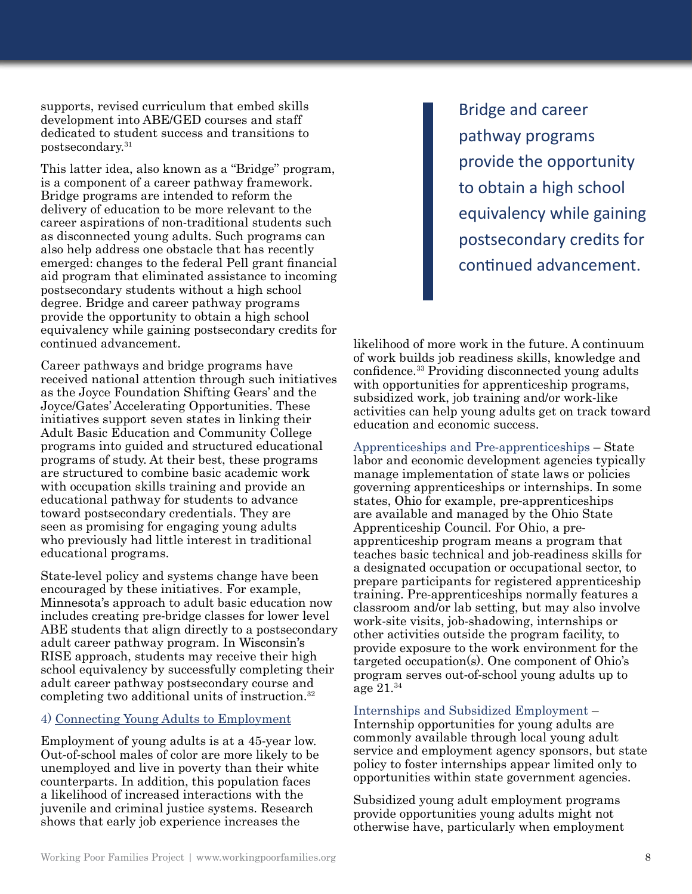supports, revised curriculum that embed skills development into ABE/GED courses and staff dedicated to student success and transitions to postsecondary.[31]

This latter idea, also known as a "Bridge" program, is a component of a career pathway framework. Bridge programs are intended to reform the delivery of education to be more relevant to the career aspirations of non-traditional students such as disconnected young adults. Such programs can also help address one obstacle that has recently emerged: changes to the federal Pell grant financial aid program that eliminated assistance to incoming postsecondary students without a high school degree. Bridge and career pathway programs provide the opportunity to obtain a high school equivalency while gaining postsecondary credits for continued advancement.

Career pathways and bridge programs have received national attention through such initiatives as the Joyce Foundation Shifting Gears' and the Joyce/Gates' Accelerating Opportunities. These initiatives support seven states in linking their Adult Basic Education and Community College programs into guided and structured educational programs of study. At their best, these programs are structured to combine basic academic work with occupation skills training and provide an educational pathway for students to advance toward postsecondary credentials. They are seen as promising for engaging young adults who previously had little interest in traditional educational programs.

State-level policy and systems change have been encouraged by these initiatives. For example, Minnesota's approach to adult basic education now includes creating pre-bridge classes for lower level ABE students that align directly to a postsecondary adult career pathway program. In Wisconsin's RISE approach, students may receive their high school equivalency by successfully completing their adult career pathway postsecondary course and completing two additional units of instruction.[32]

> Bridge and career pathway programs provide the opportunity to obtain a high school equivalency while gaining postsecondary credits for continued advancement.

### 4) Connecting Young Adults to Employment

Employment of young adults is at a 45-year low. Out-of-school males of color are more likely to be unemployed and live in poverty than their white counterparts. In addition, this population faces a likelihood of increased interactions with the juvenile and criminal justice systems. Research shows that early job experience increases the likelihood of more work in the future. A continuum of work builds job readiness skills, knowledge and confidence.[33] Providing disconnected young adults with opportunities for apprenticeship programs, subsidized work, job training and/or work-like activities can help young adults get on track toward education and economic success.

Apprenticeships and Pre-apprenticeships – State labor and economic development agencies typically manage implementation of state laws or policies governing apprenticeships or internships. In some states, Ohio for example, pre-apprenticeships are available and managed by the Ohio State Apprenticeship Council. For Ohio, a pre-apprenticeship program means a program that teaches basic technical and job-readiness skills for a designated occupation or occupational sector, to prepare participants for registered apprenticeship training. Pre-apprenticeships normally features a classroom and/or lab setting, but may also involve work-site visits, job-shadowing, internships or other activities outside the program facility, to provide exposure to the work environment for the targeted occupation(s). One component of Ohio's program serves out-of-school young adults up to age 21.[34]

Internships and Subsidized Employment – Internship opportunities for young adults are commonly available through local young adult service and employment agency sponsors, but state policy to foster internships appear limited only to opportunities within state government agencies.

Subsidized young adult employment programs provide opportunities young adults might not otherwise have, particularly when employment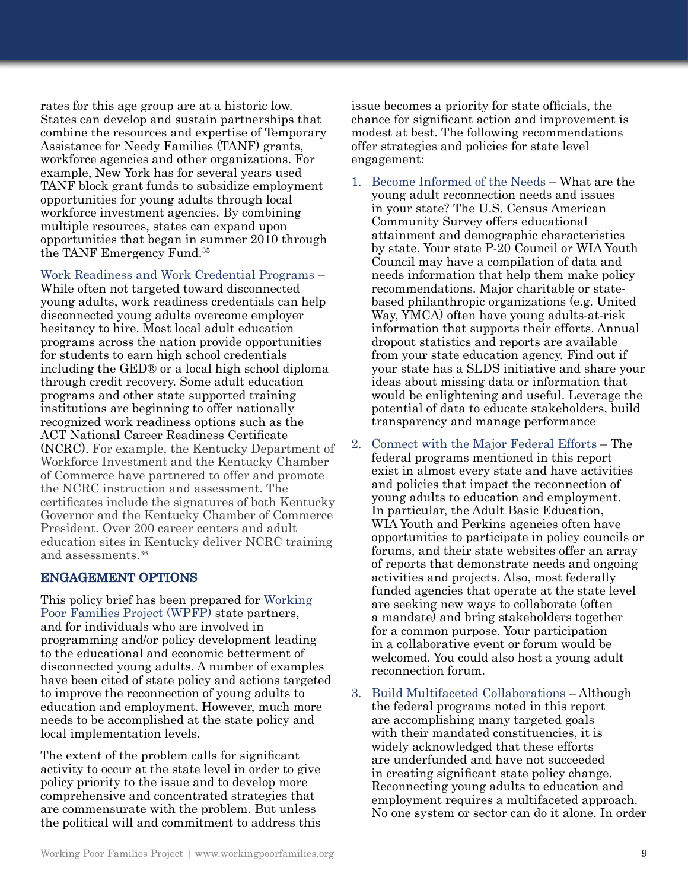rates for this age group are at a historic low. States can develop and sustain partnerships that combine the resources and expertise of Temporary Assistance for Needy Families (TANF) grants, workforce agencies and other organizations. For example, New York has for several years used TANF block grant funds to subsidize employment opportunities for young adults through local workforce investment agencies. By combining multiple resources, states can expand upon opportunities that began in summer 2010 through the TANF Emergency Fund.[35]

Work Readiness and Work Credential Programs – While often not targeted toward disconnected young adults, work readiness credentials can help disconnected young adults overcome employer hesitancy to hire. Most local adult education programs across the nation provide opportunities for students to earn high school credentials including the GED® or a local high school diploma through credit recovery. Some adult education programs and other state supported training institutions are beginning to offer nationally recognized work readiness options such as the ACT National Career Readiness Certificate (NCRC). For example, the Kentucky Department of Workforce Investment and the Kentucky Chamber of Commerce have partnered to offer and promote the NCRC instruction and assessment. The certificates include the signatures of both Kentucky Governor and the Kentucky Chamber of Commerce President. Over 200 career centers and adult education sites in Kentucky deliver NCRC training and assessments.[36]

## ENGAGEMENT OPTIONS

This policy brief has been prepared for Working Poor Families Project (WPFP) state partners, and for individuals who are involved in programming and/or policy development leading to the educational and economic betterment of disconnected young adults. A number of examples have been cited of state policy and actions targeted to improve the reconnection of young adults to education and employment. However, much more needs to be accomplished at the state policy and local implementation levels.

The extent of the problem calls for significant activity to occur at the state level in order to give policy priority to the issue and to develop more comprehensive and concentrated strategies that are commensurate with the problem. But unless the political will and commitment to address this issue becomes a priority for state officials, the chance for significant action and improvement is modest at best. The following recommendations offer strategies and policies for state level engagement:

1. Become Informed of the Needs – What are the young adult reconnection needs and issues in your state? The U.S. Census American Community Survey offers educational attainment and demographic characteristics by state. Your state P-20 Council or WIA Youth Council may have a compilation of data and needs information that help them make policy recommendations. Major charitable or state-based philanthropic organizations (e.g. United Way, YMCA) often have young adults-at-risk information that supports their efforts. Annual dropout statistics and reports are available from your state education agency. Find out if your state has a SLDS initiative and share your ideas about missing data or information that would be enlightening and useful. Leverage the potential of data to educate stakeholders, build transparency and manage performance

2. Connect with the Major Federal Efforts – The federal programs mentioned in this report exist in almost every state and have activities and policies that impact the reconnection of young adults to education and employment. In particular, the Adult Basic Education, WIA Youth and Perkins agencies often have opportunities to participate in policy councils or forums, and their state websites offer an array of reports that demonstrate needs and ongoing activities and projects. Also, most federally funded agencies that operate at the state level are seeking new ways to collaborate (often a mandate) and bring stakeholders together for a common purpose. Your participation in a collaborative event or forum would be welcomed. You could also host a young adult reconnection forum.

3. Build Multifaceted Collaborations – Although the federal programs noted in this report are accomplishing many targeted goals with their mandated constituencies, it is widely acknowledged that these efforts are underfunded and have not succeeded in creating significant state policy change. Reconnecting young adults to education and employment requires a multifaceted approach. No one system or sector can do it alone. In order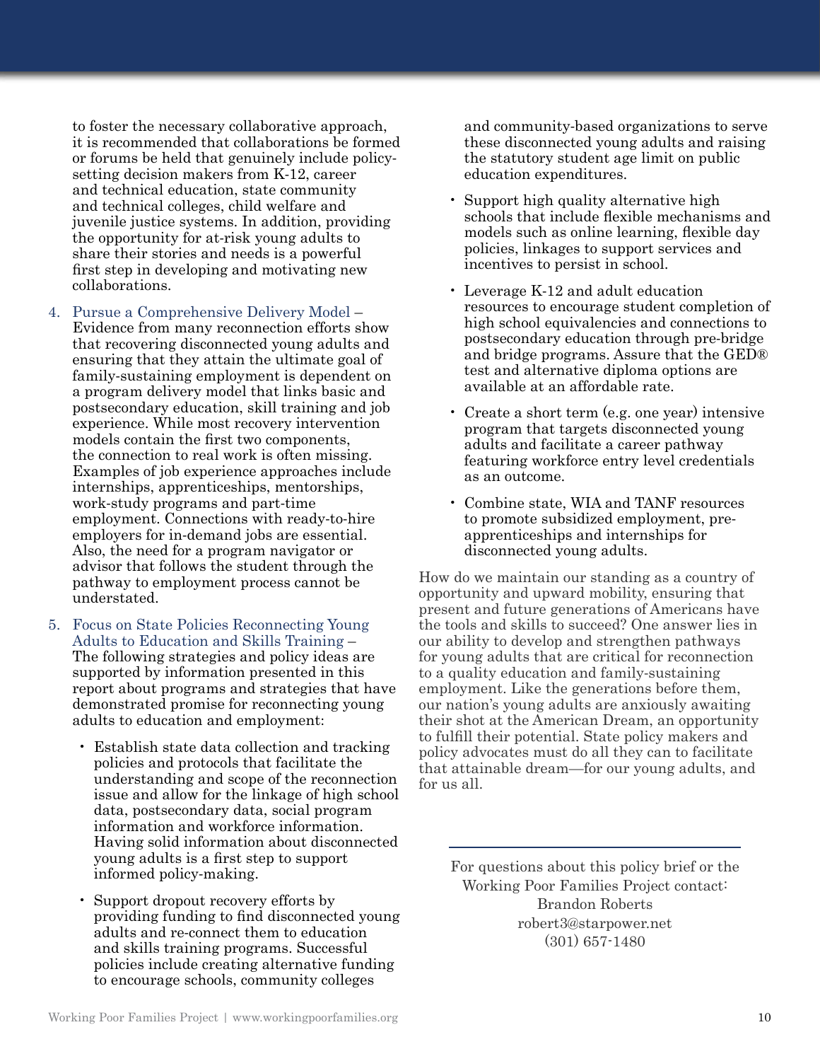to foster the necessary collaborative approach, it is recommended that collaborations be formed or forums be held that genuinely include policy-setting decision makers from K-12, career and technical education, state community and technical colleges, child welfare and juvenile justice systems. In addition, providing the opportunity for at-risk young adults to share their stories and needs is a powerful first step in developing and motivating new collaborations.

4. Pursue a Comprehensive Delivery Model – Evidence from many reconnection efforts show that recovering disconnected young adults and ensuring that they attain the ultimate goal of family-sustaining employment is dependent on a program delivery model that links basic and postsecondary education, skill training and job experience. While most recovery intervention models contain the first two components, the connection to real work is often missing. Examples of job experience approaches include internships, apprenticeships, mentorships, work-study programs and part-time employment. Connections with ready-to-hire employers for in-demand jobs are essential. Also, the need for a program navigator or advisor that follows the student through the pathway to employment process cannot be understated.

5. Focus on State Policies Reconnecting Young Adults to Education and Skills Training – The following strategies and policy ideas are supported by information presented in this report about programs and strategies that have demonstrated promise for reconnecting young adults to education and employment:

   - Establish state data collection and tracking policies and protocols that facilitate the understanding and scope of the reconnection issue and allow for the linkage of high school data, postsecondary data, social program information and workforce information. Having solid information about disconnected young adults is a first step to support informed policy-making.
   - Support dropout recovery efforts by providing funding to find disconnected young adults and re-connect them to education and skills training programs. Successful policies include creating alternative funding to encourage schools, community colleges and community-based organizations to serve these disconnected young adults and raising the statutory student age limit on public education expenditures.
   - Support high quality alternative high schools that include flexible mechanisms and models such as online learning, flexible day policies, linkages to support services and incentives to persist in school.
   - Leverage K-12 and adult education resources to encourage student completion of high school equivalencies and connections to postsecondary education through pre-bridge and bridge programs. Assure that the GED® test and alternative diploma options are available at an affordable rate.
   - Create a short term (e.g. one year) intensive program that targets disconnected young adults and facilitate a career pathway featuring workforce entry level credentials as an outcome.
   - Combine state, WIA and TANF resources to promote subsidized employment, pre-apprenticeships and internships for disconnected young adults.

How do we maintain our standing as a country of opportunity and upward mobility, ensuring that present and future generations of Americans have the tools and skills to succeed? One answer lies in our ability to develop and strengthen pathways for young adults that are critical for reconnection to a quality education and family-sustaining employment. Like the generations before them, our nation's young adults are anxiously awaiting their shot at the American Dream, an opportunity to fulfill their potential. State policy makers and policy advocates must do all they can to facilitate that attainable dream—for our young adults, and for us all.

---

For questions about this policy brief or the Working Poor Families Project contact:
Brandon Roberts
robert3@starpower.net
(301) 657-1480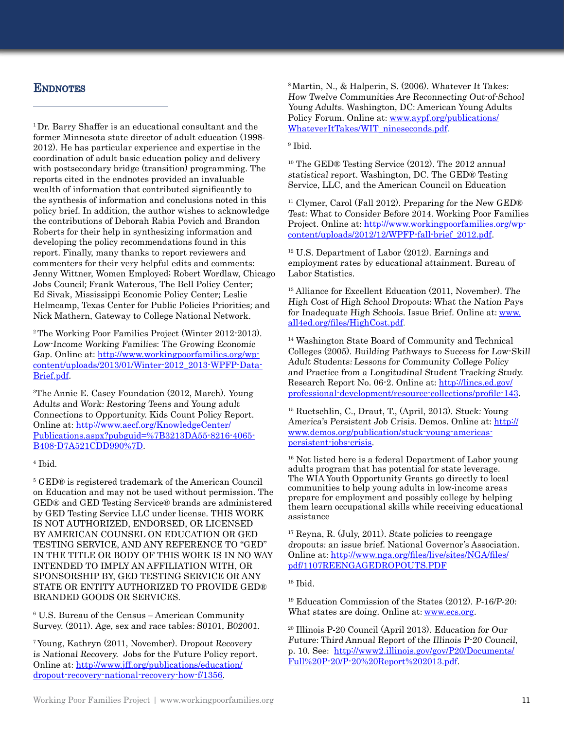## Endnotes

[1] Dr. Barry Shaffer is an educational consultant and the former Minnesota state director of adult education (1998-2012). He has particular experience and expertise in the coordination of adult basic education policy and delivery with postsecondary bridge (transition) programming. The reports cited in the endnotes provided an invaluable wealth of information that contributed significantly to the synthesis of information and conclusions noted in this policy brief. In addition, the author wishes to acknowledge the contributions of Deborah Rabia Povich and Brandon Roberts for their help in synthesizing information and developing the policy recommendations found in this report. Finally, many thanks to report reviewers and commenters for their very helpful edits and comments: Jenny Wittner, Women Employed; Robert Wordlaw, Chicago Jobs Council; Frank Waterous, The Bell Policy Center; Ed Sivak, Mississippi Economic Policy Center; Leslie Helmcamp, Texas Center for Public Policies Priorities; and Nick Mathern, Gateway to College National Network.

[2] The Working Poor Families Project (Winter 2012-2013). *Low-Income Working Families: The Growing Economic Gap.* Online at: http://www.workingpoorfamilies.org/wp-content/uploads/2013/01/Winter-2012_2013-WPFP-Data-Brief.pdf.

[3] The Annie E. Casey Foundation (2012, March). *Young Adults and Work: Restoring Teens and Young adult Connections to Opportunity.* Kids Count Policy Report. Online at: http://www.aecf.org/KnowledgeCenter/Publications.aspx?pubguid=%7B3213DA55-8216-4065-B408-D7A521CDD990%7D.

[4] Ibid.

[5] GED® is registered trademark of the American Council on Education and may not be used without permission. The GED® and GED Testing Service® brands are administered by GED Testing Service LLC under license. THIS WORK IS NOT AUTHORIZED, ENDORSED, OR LICENSED BY AMERICAN COUNSEL ON EDUCATION OR GED TESTING SERVICE, AND ANY REFERENCE TO "GED" IN THE TITLE OR BODY OF THIS WORK IS IN NO WAY INTENDED TO IMPLY AN AFFILIATION WITH, OR SPONSORSHIP BY, GED TESTING SERVICE OR ANY STATE OR ENTITY AUTHORIZED TO PROVIDE GED® BRANDED GOODS OR SERVICES.

[6] U.S. Bureau of the Census – American Community Survey. (2011). *Age, sex and race tables: S0101, B02001.*

[7] Young, Kathryn (2011, November). *Dropout Recovery is National Recovery.* Jobs for the Future Policy report. Online at: http://www.jff.org/publications/education/dropout-recovery-national-recovery-how-f/1356.

[8] Martin, N., & Halperin, S. (2006). *Whatever It Takes: How Twelve Communities Are Reconnecting Out-of-School Young Adults.* Washington, DC: American Young Adults Policy Forum. Online at: www.aypf.org/publications/WhateverItTakes/WIT_nineseconds.pdf.

[9] Ibid.

[10] The GED® Testing Service (2012). *The 2012 annual statistical report.* Washington, DC. The GED® Testing Service, LLC, and the American Council on Education

[11] Clymer, Carol (Fall 2012). *Preparing for the New GED® Test: What to Consider Before 2014.* Working Poor Families Project. Online at: http://www.workingpoorfamilies.org/wp-content/uploads/2012/12/WPFP-fall-brief_2012.pdf.

[12] U.S. Department of Labor (2012). *Earnings and employment rates by educational attainment.* Bureau of Labor Statistics.

[13] Alliance for Excellent Education (2011, November). *The High Cost of High School Dropouts: What the Nation Pays for Inadequate High Schools.* Issue Brief. Online at: www.all4ed.org/files/HighCost.pdf.

[14] Washington State Board of Community and Technical Colleges (2005). *Building Pathways to Success for Low-Skill Adult Students: Lessons for Community College Policy and Practice from a Longitudinal Student Tracking Study.* Research Report No. 06-2. Online at: http://lincs.ed.gov/professional-development/resource-collections/profile-143.

[15] Ruetschlin, C., Draut, T., (April, 2013). *Stuck: Young America's Persistent Job Crisis.* Demos. Online at: http://www.demos.org/publication/stuck-young-americas-persistent-jobs-crisis.

[16] Not listed here is a federal Department of Labor young adults program that has potential for state leverage. The WIA Youth Opportunity Grants go directly to local communities to help young adults in low-income areas prepare for employment and possibly college by helping them learn occupational skills while receiving educational assistance

[17] Reyna, R. (July, 2011). *State policies to reengage dropouts: an issue brief.* National Governor's Association. Online at: http://www.nga.org/files/live/sites/NGA/files/pdf/1107REENGAGEDROPOUTS.PDF

[18] Ibid.

[19] Education Commission of the States (2012). *P-16/P-20: What states are doing.* Online at: www.ecs.org.

[20] Illinois P-20 Council (April 2013). *Education for Our Future: Third Annual Report of the Illinois P-20 Council,* p. 10. See: http://www2.illinois.gov/gov/P20/Documents/Full%20P-20/P-20%20Report%202013.pdf.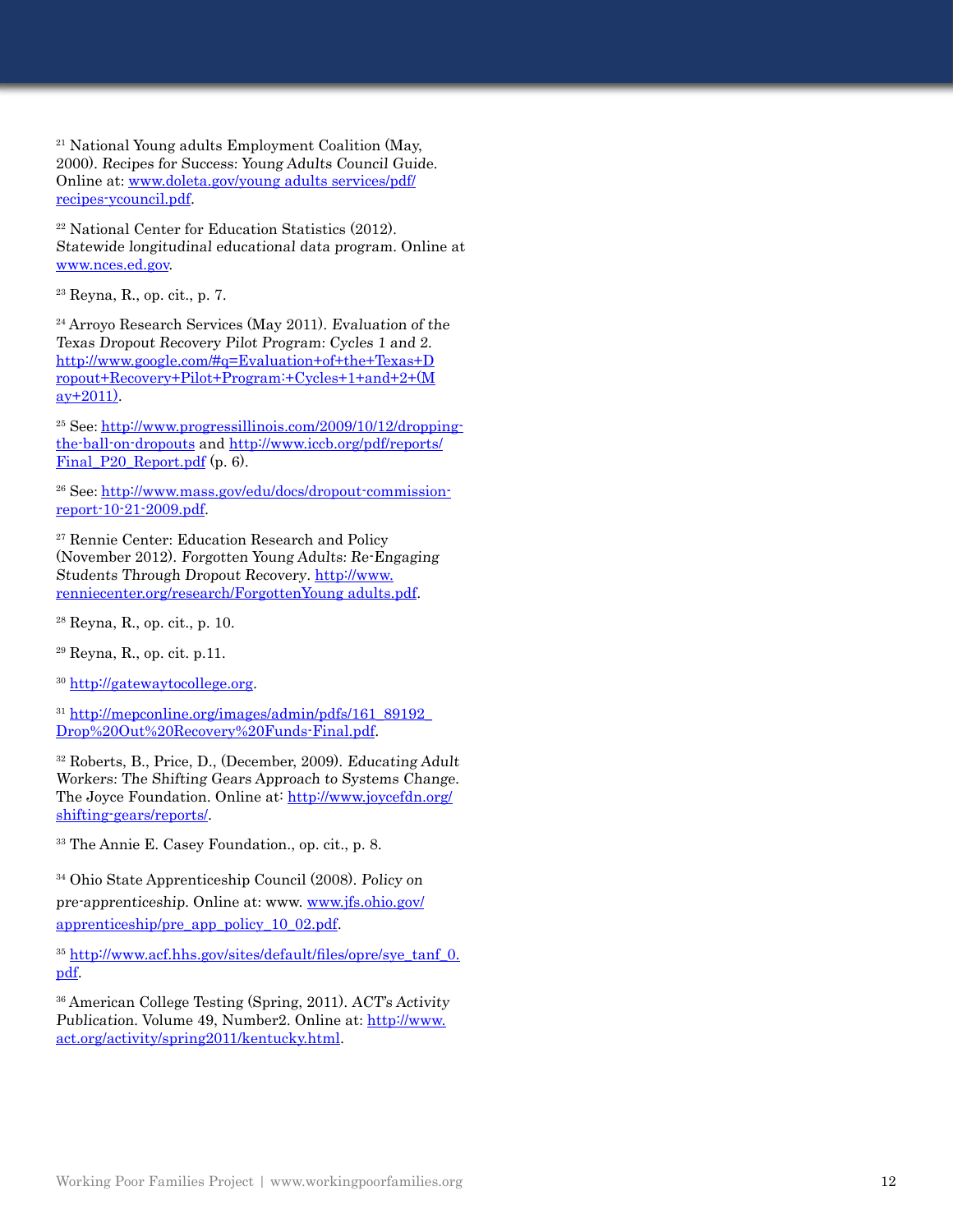[21] National Young adults Employment Coalition (May, 2000). *Recipes for Success: Young Adults Council Guide.* Online at: www.doleta.gov/young adults services/pdf/recipes-ycouncil.pdf.

[22] National Center for Education Statistics (2012). *Statewide longitudinal educational data program.* Online at www.nces.ed.gov.

[23] Reyna, R., op. cit., p. 7.

[24] Arroyo Research Services (May 2011). *Evaluation of the Texas Dropout Recovery Pilot Program: Cycles 1 and 2.* http://www.google.com/#q=Evaluation+of+the+Texas+Dropout+Recovery+Pilot+Program:+Cycles+1+and+2+(May+2011).

[25] See: http://www.progressillinois.com/2009/10/12/dropping-the-ball-on-dropouts and http://www.iccb.org/pdf/reports/Final_P20_Report.pdf (p. 6).

[26] See: http://www.mass.gov/edu/docs/dropout-commission-report-10-21-2009.pdf.

[27] Rennie Center: Education Research and Policy (November 2012). *Forgotten Young Adults: Re-Engaging Students Through Dropout Recovery.* http://www.renniecenter.org/research/ForgottenYoung adults.pdf.

[28] Reyna, R., op. cit., p. 10.

[29] Reyna, R., op. cit. p.11.

[30] http://gatewaytocollege.org.

[31] http://mepconline.org/images/admin/pdfs/161_89192_Drop%20Out%20Recovery%20Funds-Final.pdf.

[32] Roberts, B., Price, D., (December, 2009). *Educating Adult Workers: The Shifting Gears Approach to Systems Change.* The Joyce Foundation. Online at: http://www.joycefdn.org/shifting-gears/reports/.

[33] The Annie E. Casey Foundation., op. cit., p. 8.

[34] Ohio State Apprenticeship Council (2008). *Policy on pre-apprenticeship.* Online at: www. www.jfs.ohio.gov/apprenticeship/pre_app_policy_10_02.pdf.

[35] http://www.acf.hhs.gov/sites/default/files/opre/sye_tanf_0.pdf.

[36] American College Testing (Spring, 2011). *ACT's Activity Publication.* Volume 49, Number2. Online at: http://www.act.org/activity/spring2011/kentucky.html.